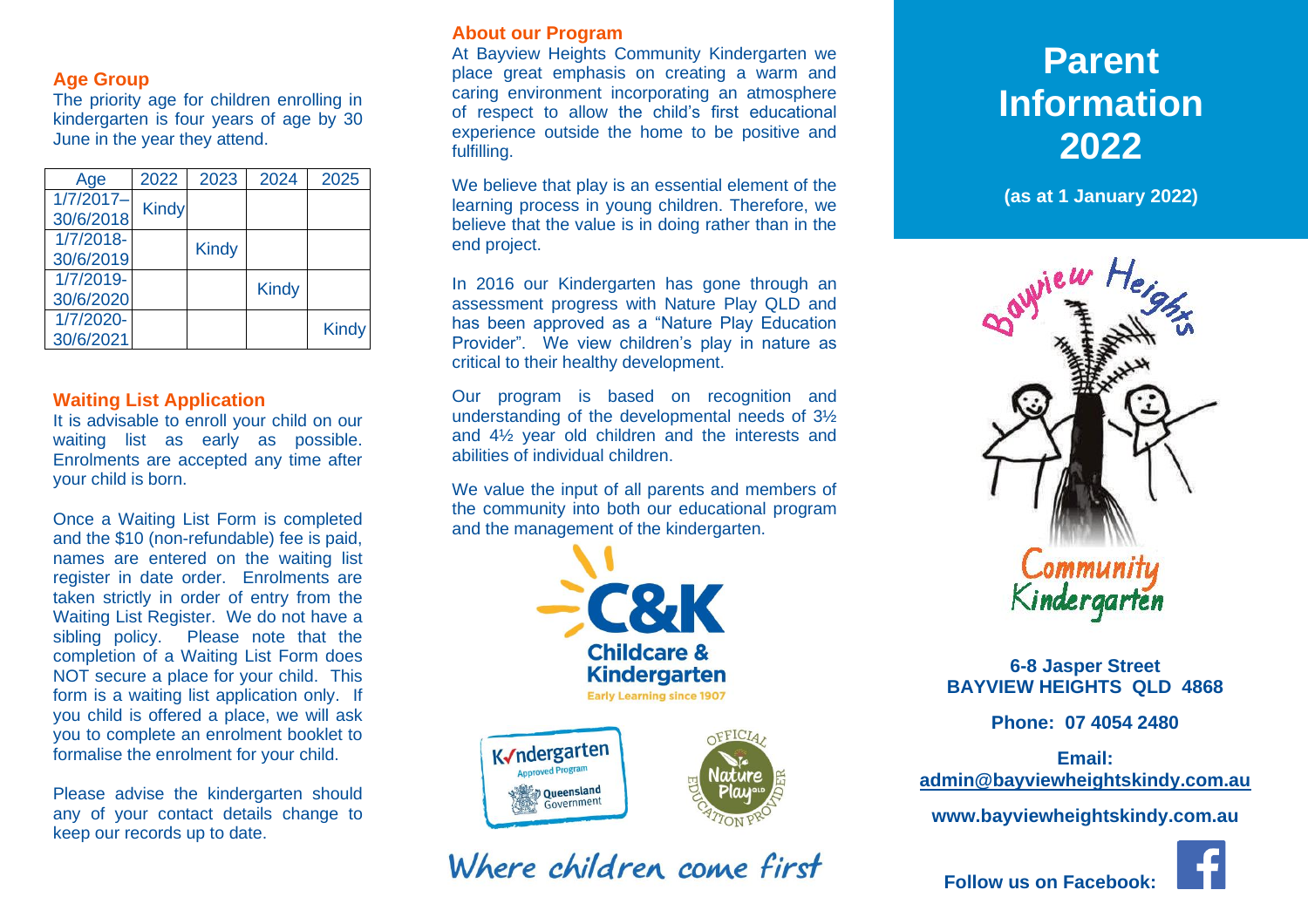## Age Group

The priority age for children enrolling in kindergarten is four years of age by 30 June in the year they attend.

| Age | 2022 | 2023 | 2024 | 2025 |
|---|---|---|---|---|
| 1/7/2017–30/6/2018 | Kindy | | | |
| 1/7/2018-30/6/2019 | | Kindy | | |
| 1/7/2019-30/6/2020 | | | Kindy | |
| 1/7/2020-30/6/2021 | | | | Kindy |

## Waiting List Application

It is advisable to enroll your child on our waiting list as early as possible. Enrolments are accepted any time after your child is born.

Once a Waiting List Form is completed and the $10 (non-refundable) fee is paid, names are entered on the waiting list register in date order. Enrolments are taken strictly in order of entry from the Waiting List Register. We do not have a sibling policy. Please note that the completion of a Waiting List Form does NOT secure a place for your child. This form is a waiting list application only. If you child is offered a place, we will ask you to complete an enrolment booklet to formalise the enrolment for your child.

Please advise the kindergarten should any of your contact details change to keep our records up to date.

## About our Program

At Bayview Heights Community Kindergarten we place great emphasis on creating a warm and caring environment incorporating an atmosphere of respect to allow the child's first educational experience outside the home to be positive and fulfilling.

We believe that play is an essential element of the learning process in young children. Therefore, we believe that the value is in doing rather than in the end project.

In 2016 our Kindergarten has gone through an assessment progress with Nature Play QLD and has been approved as a "Nature Play Education Provider". We view children's play in nature as critical to their healthy development.

Our program is based on recognition and understanding of the developmental needs of 3½ and 4½ year old children and the interests and abilities of individual children.

We value the input of all parents and members of the community into both our educational program and the management of the kindergarten.

C&K Childcare & Kindergarten — Early Learning since 1907

Kindergarten Approved Program — Queensland Government

Official Nature Play QLD Education Provider

*Where children come first*

# Parent Information 2022

**(as at 1 January 2022)**

Bayview Heights Community Kindergarten

**6-8 Jasper Street**
**BAYVIEW HEIGHTS QLD 4868**

**Phone: 07 4054 2480**

**Email:**
**admin@bayviewheightskindy.com.au**

**www.bayviewheightskindy.com.au**

**Follow us on Facebook:**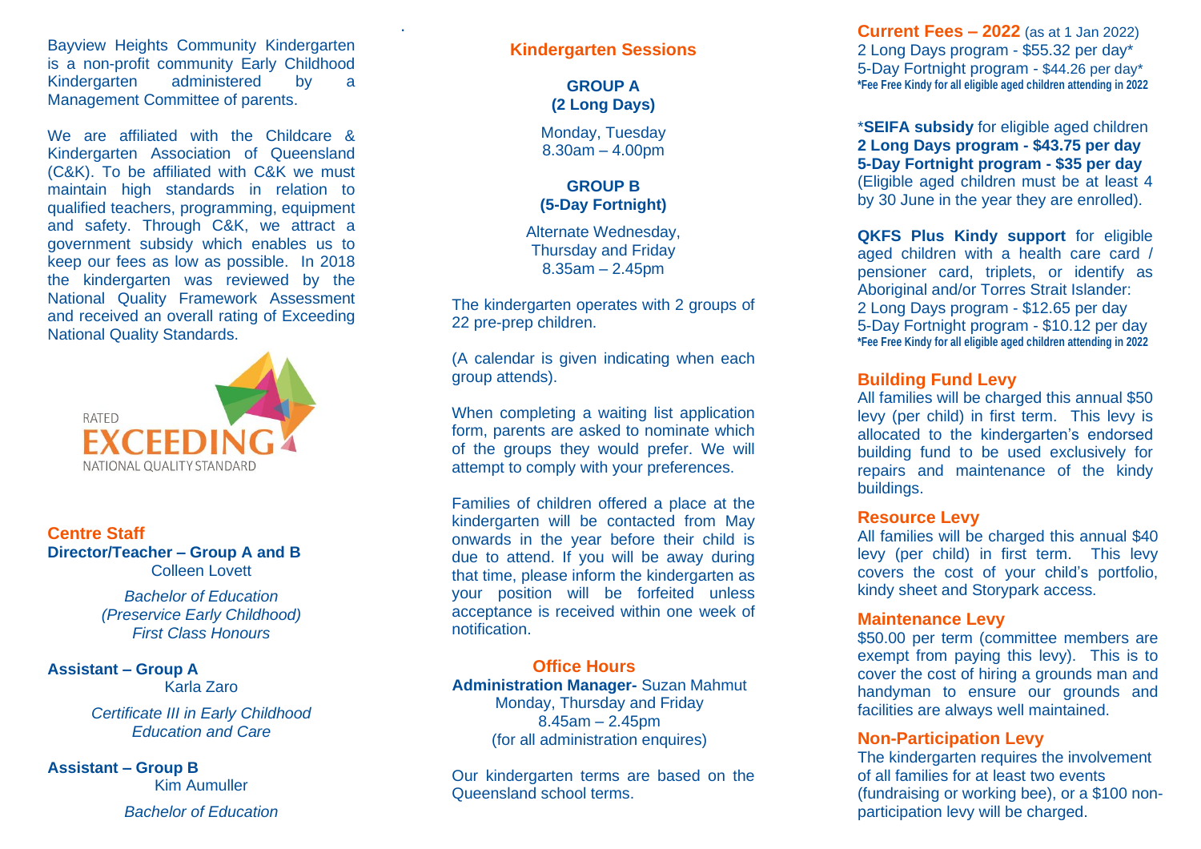Bayview Heights Community Kindergarten is a non-profit community Early Childhood Kindergarten administered by a Management Committee of parents.

We are affiliated with the Childcare & Kindergarten Association of Queensland (C&K). To be affiliated with C&K we must maintain high standards in relation to qualified teachers, programming, equipment and safety. Through C&K, we attract a government subsidy which enables us to keep our fees as low as possible. In 2018 the kindergarten was reviewed by the National Quality Framework Assessment and received an overall rating of Exceeding National Quality Standards.

RATED
EXCEEDING
NATIONAL QUALITY STANDARD

## Centre Staff

**Director/Teacher – Group A and B**
Colleen Lovett

*Bachelor of Education*
*(Preservice Early Childhood)*
*First Class Honours*

**Assistant – Group A**
Karla Zaro

*Certificate III in Early Childhood Education and Care*

**Assistant – Group B**
Kim Aumuller

*Bachelor of Education*

## Kindergarten Sessions

**GROUP A**
**(2 Long Days)**

Monday, Tuesday
8.30am – 4.00pm

**GROUP B**
**(5-Day Fortnight)**

Alternate Wednesday, Thursday and Friday
8.35am – 2.45pm

The kindergarten operates with 2 groups of 22 pre-prep children.

(A calendar is given indicating when each group attends).

When completing a waiting list application form, parents are asked to nominate which of the groups they would prefer. We will attempt to comply with your preferences.

Families of children offered a place at the kindergarten will be contacted from May onwards in the year before their child is due to attend. If you will be away during that time, please inform the kindergarten as your position will be forfeited unless acceptance is received within one week of notification.

## Office Hours

**Administration Manager-** Suzan Mahmut
Monday, Thursday and Friday
8.45am – 2.45pm
(for all administration enquires)

Our kindergarten terms are based on the Queensland school terms.

## Current Fees – 2022 (as at 1 Jan 2022)

2 Long Days program - $55.32 per day*
5-Day Fortnight program - $44.26 per day*
**\*Fee Free Kindy for all eligible aged children attending in 2022**

\***SEIFA subsidy** for eligible aged children
**2 Long Days program - $43.75 per day**
**5-Day Fortnight program - $35 per day**
(Eligible aged children must be at least 4 by 30 June in the year they are enrolled).

**QKFS Plus Kindy support** for eligible aged children with a health care card / pensioner card, triplets, or identify as Aboriginal and/or Torres Strait Islander:
2 Long Days program - $12.65 per day
5-Day Fortnight program - $10.12 per day
**\*Fee Free Kindy for all eligible aged children attending in 2022**

## Building Fund Levy

All families will be charged this annual $50 levy (per child) in first term. This levy is allocated to the kindergarten's endorsed building fund to be used exclusively for repairs and maintenance of the kindy buildings.

## Resource Levy

All families will be charged this annual $40 levy (per child) in first term. This levy covers the cost of your child's portfolio, kindy sheet and Storypark access.

## Maintenance Levy

$50.00 per term (committee members are exempt from paying this levy). This is to cover the cost of hiring a grounds man and handyman to ensure our grounds and facilities are always well maintained.

## Non-Participation Levy

The kindergarten requires the involvement of all families for at least two events (fundraising or working bee), or a $100 non-participation levy will be charged.